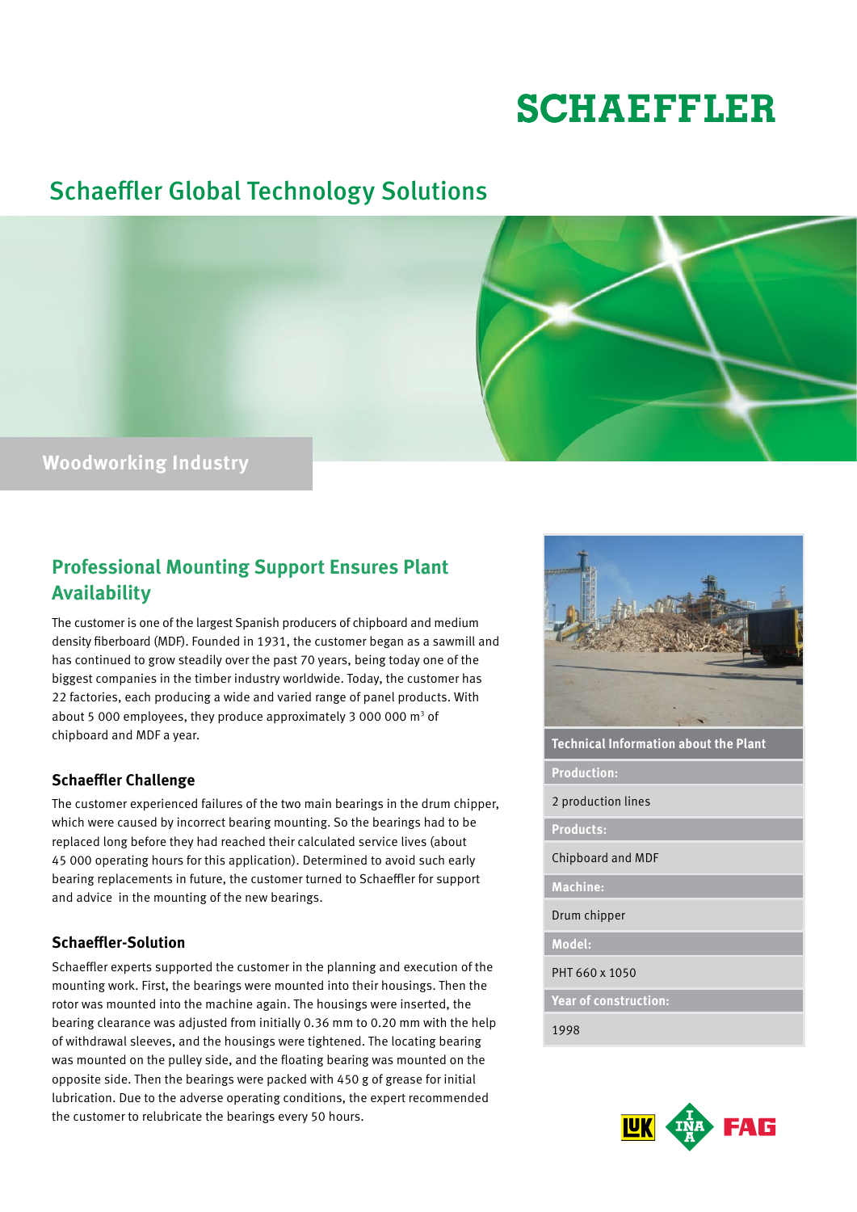SCHAEFFLER

# Schaeffler Global Technology Solutions

Woodworking Industry

## Professional Mounting Support Ensures Plant Availability

The customer is one of the largest Spanish producers of chipboard and medium density fiberboard (MDF). Founded in 1931, the customer began as a sawmill and has continued to grow steadily over the past 70 years, being today one of the biggest companies in the timber industry worldwide. Today, the customer has 22 factories, each producing a wide and varied range of panel products. With about 5 000 employees, they produce approximately 3 000 000 $m^3$ of chipboard and MDF a year.

### Schaeffler Challenge

The customer experienced failures of the two main bearings in the drum chipper, which were caused by incorrect bearing mounting. So the bearings had to be replaced long before they had reached their calculated service lives (about 45 000 operating hours for this application). Determined to avoid such early bearing replacements in future, the customer turned to Schaeffler for support and advice in the mounting of the new bearings.

### Schaeffler-Solution

Schaeffler experts supported the customer in the planning and execution of the mounting work. First, the bearings were mounted into their housings. Then the rotor was mounted into the machine again. The housings were inserted, the bearing clearance was adjusted from initially 0.36 mm to 0.20 mm with the help of withdrawal sleeves, and the housings were tightened. The locating bearing was mounted on the pulley side, and the floating bearing was mounted on the opposite side. Then the bearings were packed with 450 g of grease for initial lubrication. Due to the adverse operating conditions, the expert recommended the customer to relubricate the bearings every 50 hours.

| Technical Information about the Plant |
| --- |
| **Production:** |
| 2 production lines |
| **Products:** |
| Chipboard and MDF |
| **Machine:** |
| Drum chipper |
| **Model:** |
| PHT 660 x 1050 |
| **Year of construction:** |
| 1998 |

LUK INA FAG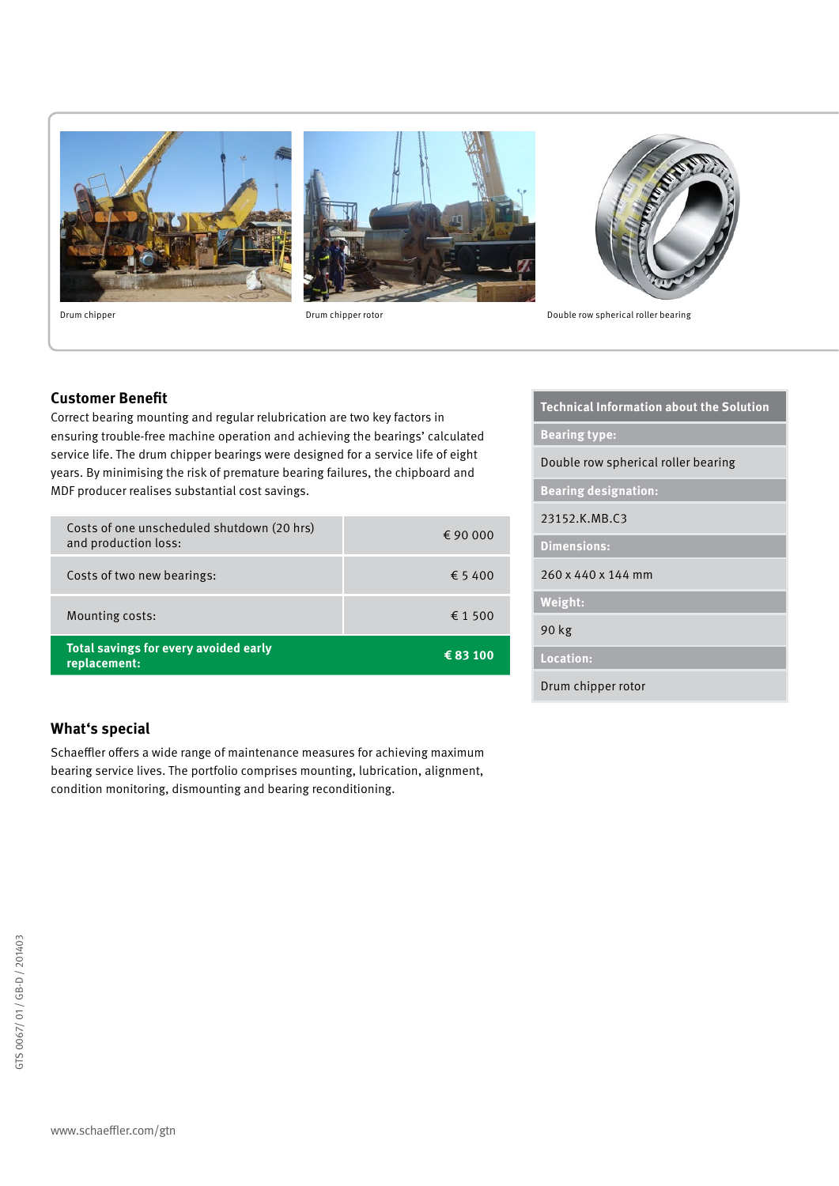Drum chipper

Drum chipper rotor

Double row spherical roller bearing

## Customer Benefit

Correct bearing mounting and regular relubrication are two key factors in ensuring trouble-free machine operation and achieving the bearings' calculated service life. The drum chipper bearings were designed for a service life of eight years. By minimising the risk of premature bearing failures, the chipboard and MDF producer realises substantial cost savings.

| | |
|---|---|
| Costs of one unscheduled shutdown (20 hrs) and production loss: | € 90 000 |
| Costs of two new bearings: | € 5 400 |
| Mounting costs: | € 1 500 |
| **Total savings for every avoided early replacement:** | **€ 83 100** |

## Technical Information about the Solution

**Bearing type:**

Double row spherical roller bearing

**Bearing designation:**

23152.K.MB.C3

**Dimensions:**

260 x 440 x 144 mm

**Weight:**

90 kg

**Location:**

Drum chipper rotor

## What's special

Schaeffler offers a wide range of maintenance measures for achieving maximum bearing service lives. The portfolio comprises mounting, lubrication, alignment, condition monitoring, dismounting and bearing reconditioning.

GTS 0067/ 01 / GB-D / 201403

www.schaeffler.com/gtn